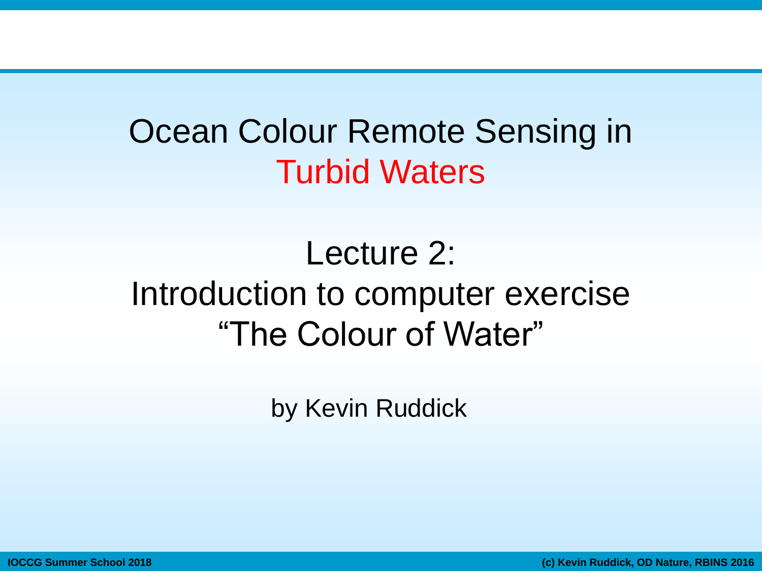# Ocean Colour Remote Sensing in Turbid Waters

## Lecture 2: Introduction to computer exercise "The Colour of Water"

by Kevin Ruddick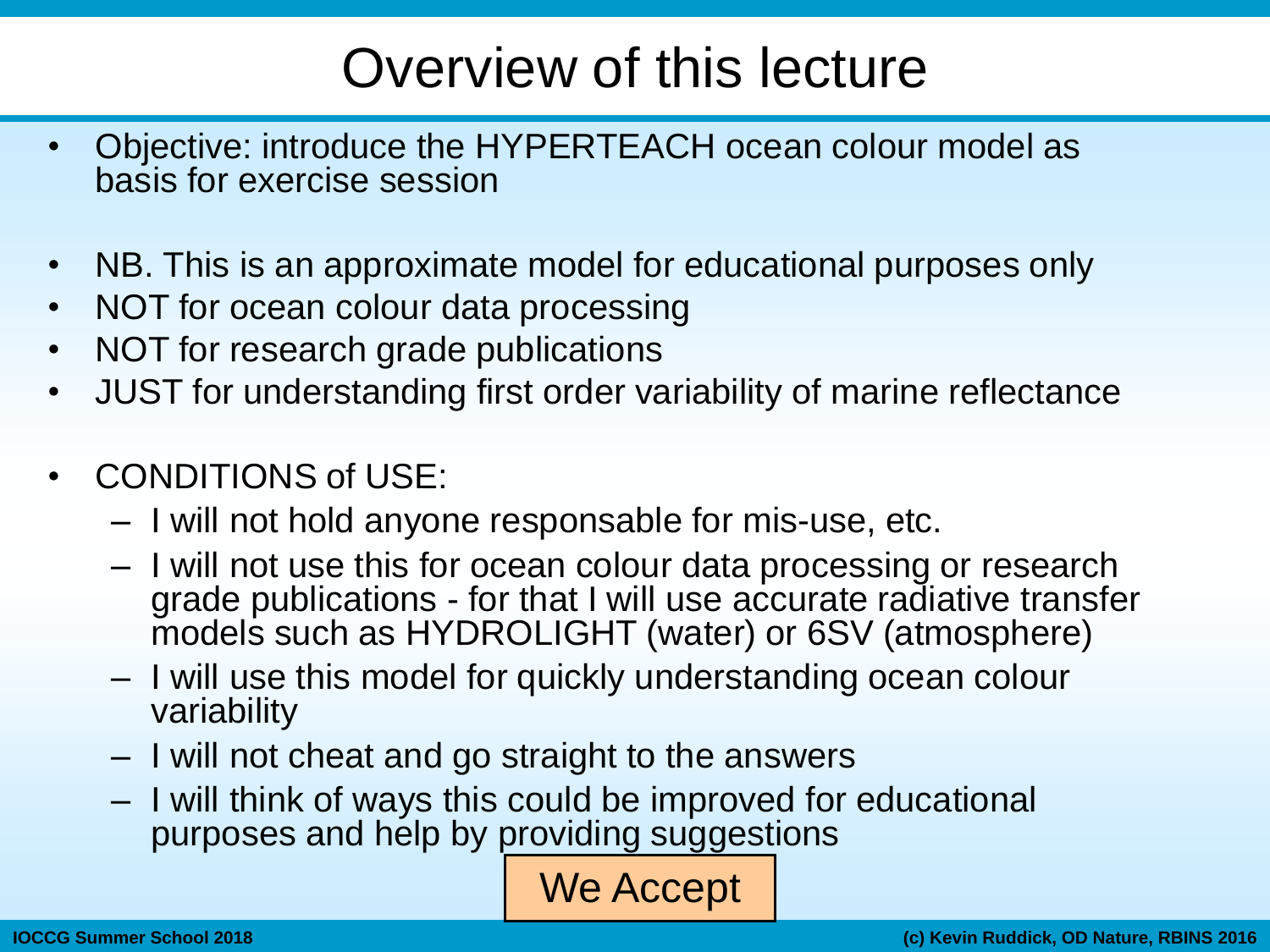# Overview of this lecture

- Objective: introduce the HYPERTEACH ocean colour model as basis for exercise session

- NB. This is an approximate model for educational purposes only
- NOT for ocean colour data processing
- NOT for research grade publications
- JUST for understanding first order variability of marine reflectance

- CONDITIONS of USE:
  - I will not hold anyone responsable for mis-use, etc.
  - I will not use this for ocean colour data processing or research grade publications - for that I will use accurate radiative transfer models such as HYDROLIGHT (water) or 6SV (atmosphere)
  - I will use this model for quickly understanding ocean colour variability
  - I will not cheat and go straight to the answers
  - I will think of ways this could be improved for educational purposes and help by providing suggestions

We Accept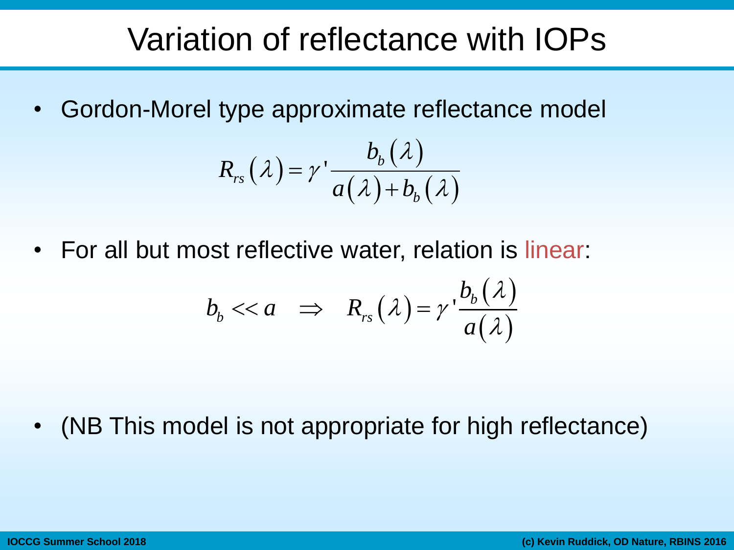# Variation of reflectance with IOPs

- Gordon-Morel type approximate reflectance model

$$R_{rs}(\lambda) = \gamma' \frac{b_b(\lambda)}{a(\lambda) + b_b(\lambda)}$$

- For all but most reflective water, relation is linear:

$$b_b << a \quad \Rightarrow \quad R_{rs}(\lambda) = \gamma' \frac{b_b(\lambda)}{a(\lambda)}$$

- (NB This model is not appropriate for high reflectance)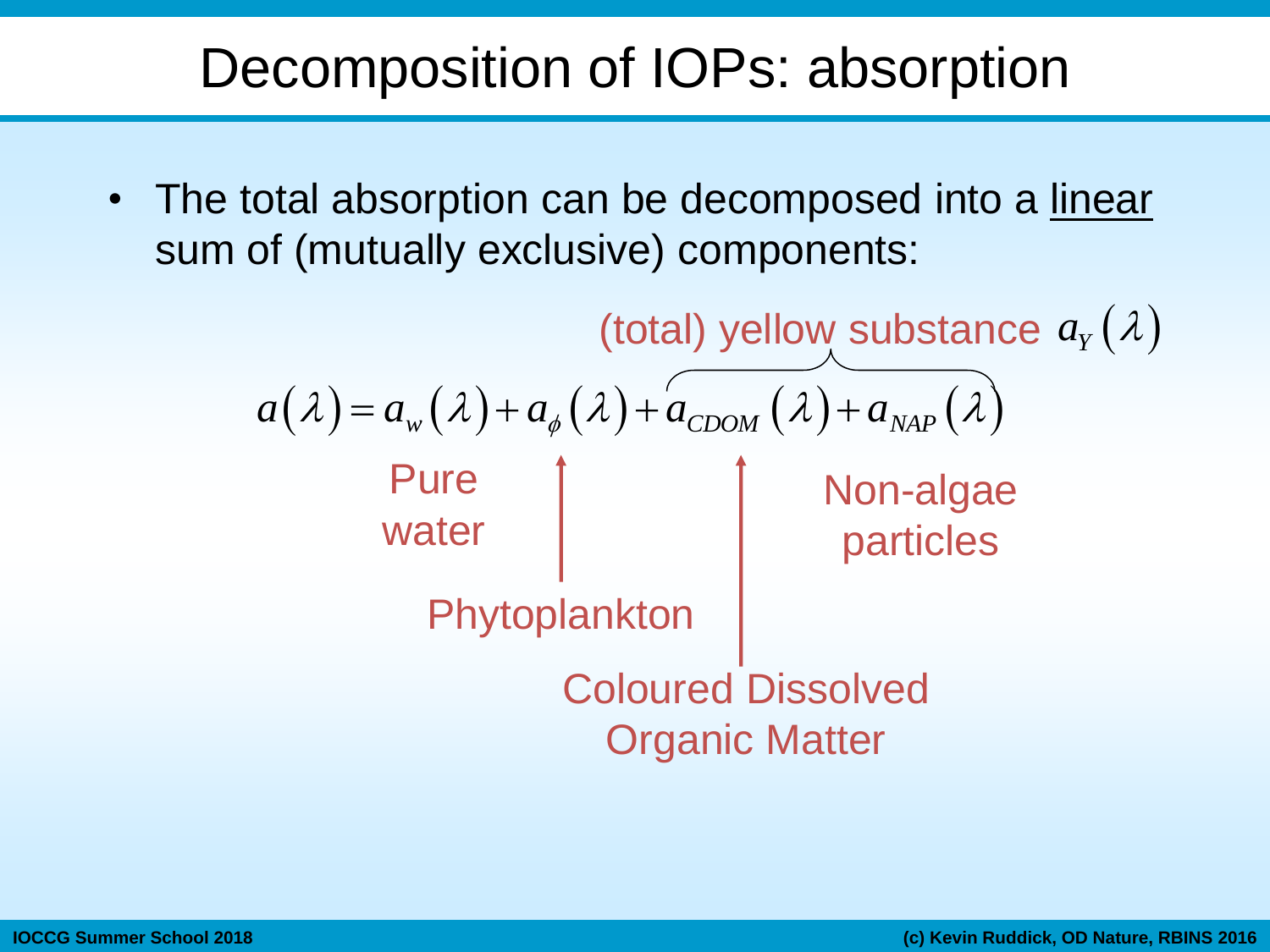# Decomposition of IOPs: absorption

- The total absorption can be decomposed into a linear sum of (mutually exclusive) components:

(total) yellow substance $a_Y(\lambda)$

$$a(\lambda) = a_w(\lambda) + a_\phi(\lambda) + \overbrace{a_{CDOM}(\lambda) + a_{NAP}(\lambda)}^{a_Y(\lambda)}$$

Pure water

Phytoplankton

Coloured Dissolved Organic Matter

Non-algae particles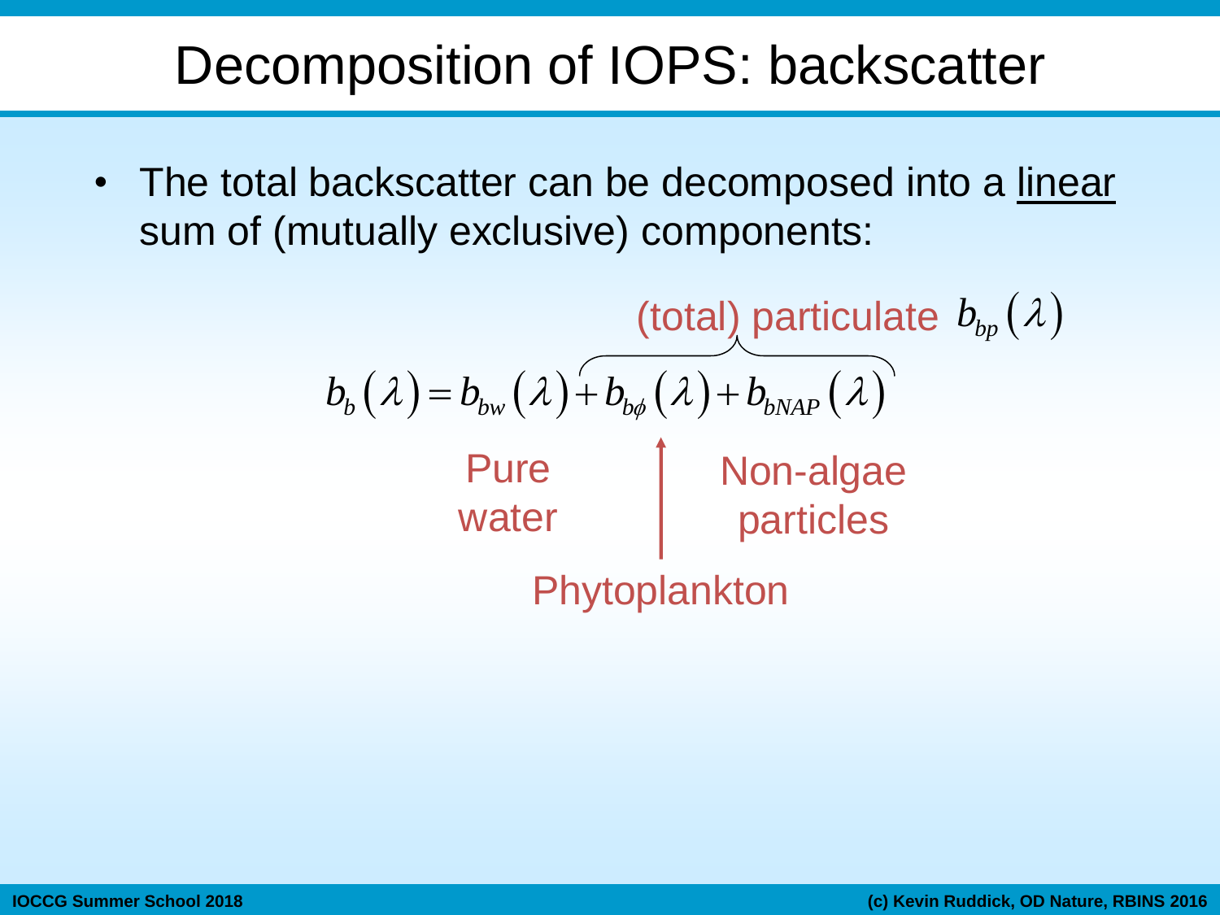# Decomposition of IOPS: backscatter

- The total backscatter can be decomposed into a linear sum of (mutually exclusive) components:

$$b_b(\lambda) = b_{bw}(\lambda) + \overbrace{b_{b\phi}(\lambda) + b_{bNAP}(\lambda)}^{\text{(total) particulate } b_{bp}(\lambda)}$$

Pure water — Phytoplankton — Non-algae particles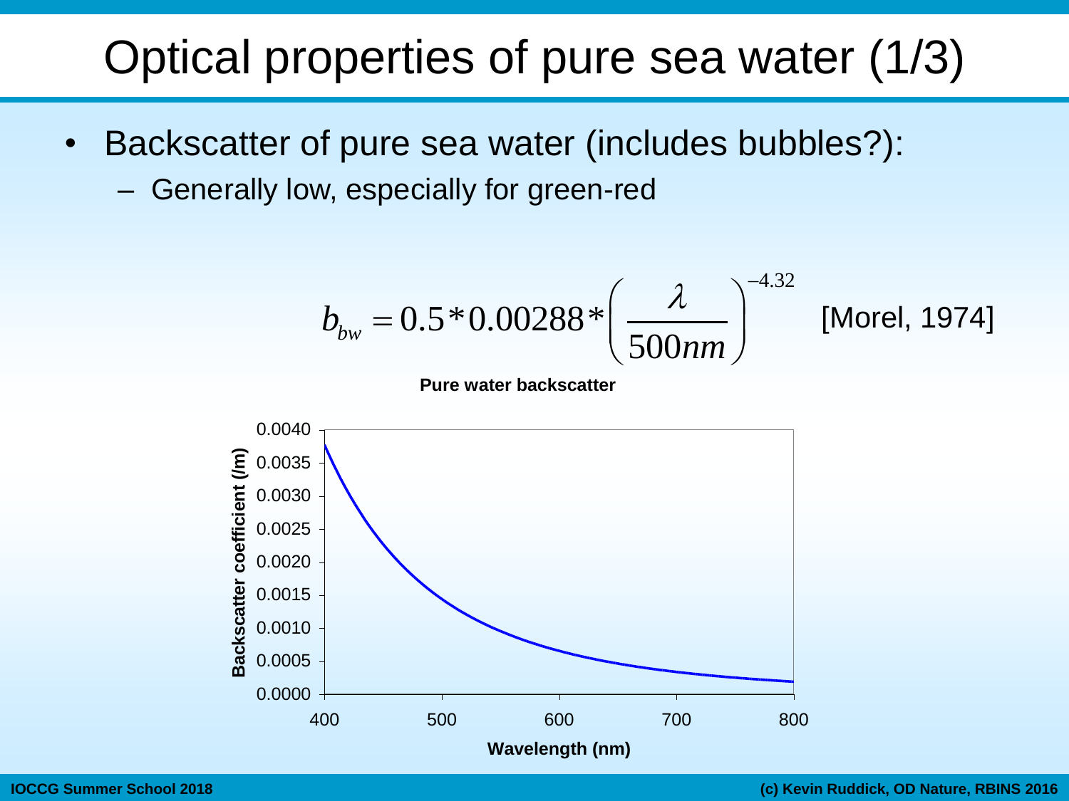# Optical properties of pure sea water (1/3)

- Backscatter of pure sea water (includes bubbles?):
  - Generally low, especially for green-red

$$b_{bw} = 0.5 * 0.00288 * \left( \frac{\lambda}{500nm} \right)^{-4.32}$$ [Morel, 1974]

**Pure water backscatter**

(Chart: Backscatter coefficient (/m), 0.0000–0.0040, vs Wavelength (nm), 400–800)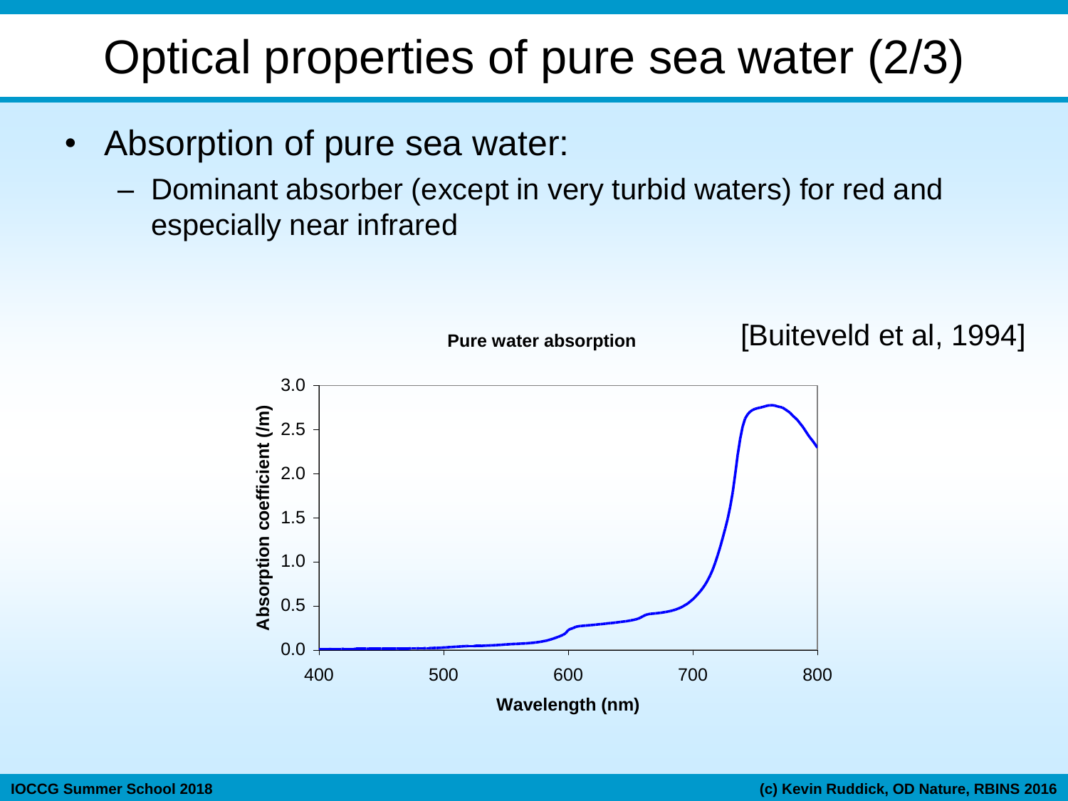# Optical properties of pure sea water (2/3)

- Absorption of pure sea water:
  - Dominant absorber (except in very turbid waters) for red and especially near infrared

[Buiteveld et al, 1994]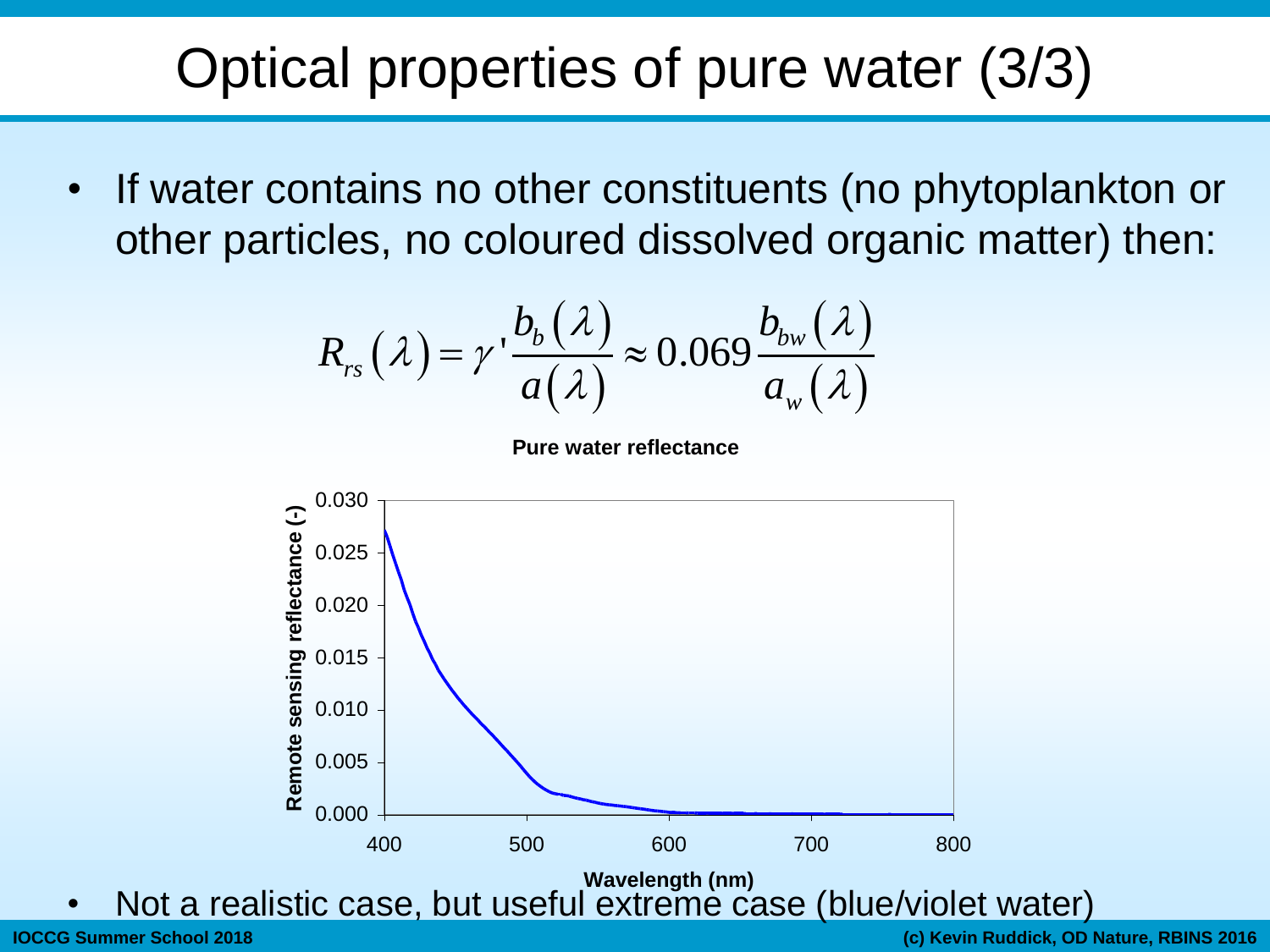# Optical properties of pure water (3/3)

- If water contains no other constituents (no phytoplankton or other particles, no coloured dissolved organic matter) then:

$$R_{rs}(\lambda) = \gamma' \frac{b_b(\lambda)}{a(\lambda)} \approx 0.069 \frac{b_{bw}(\lambda)}{a_w(\lambda)}$$

**Pure water reflectance**

- Not a realistic case, but useful extreme case (blue/violet water)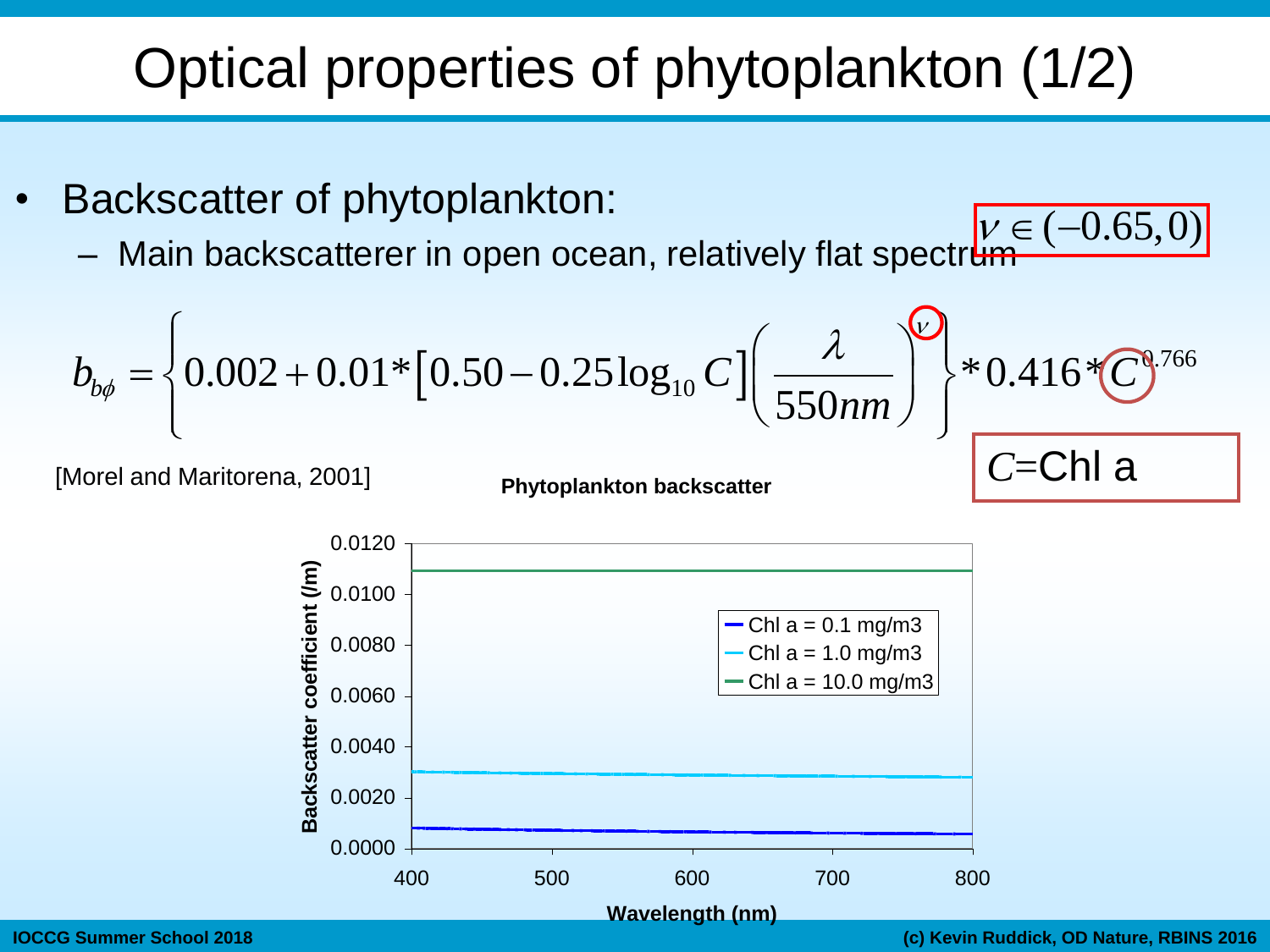# Optical properties of phytoplankton (1/2)

- Backscatter of phytoplankton:
  - Main backscatterer in open ocean, relatively flat spectrum

$\nu \in (-0.65, 0)$

$$b_{b\phi} = \left\{ 0.002 + 0.01 * \left[ 0.50 - 0.25 \log_{10} C \right] \left( \frac{\lambda}{550nm} \right)^{\nu} \right\} * 0.416 * C^{0.766}$$

$C$=Chl a

[Morel and Maritorena, 2001]

**Phytoplankton backscatter**

Backscatter coefficient (/m): 0.0000, 0.0020, 0.0040, 0.0060, 0.0080, 0.0100, 0.0120

Wavelength (nm): 400, 500, 600, 700, 800

- Chl a = 0.1 mg/m3
- Chl a = 1.0 mg/m3
- Chl a = 10.0 mg/m3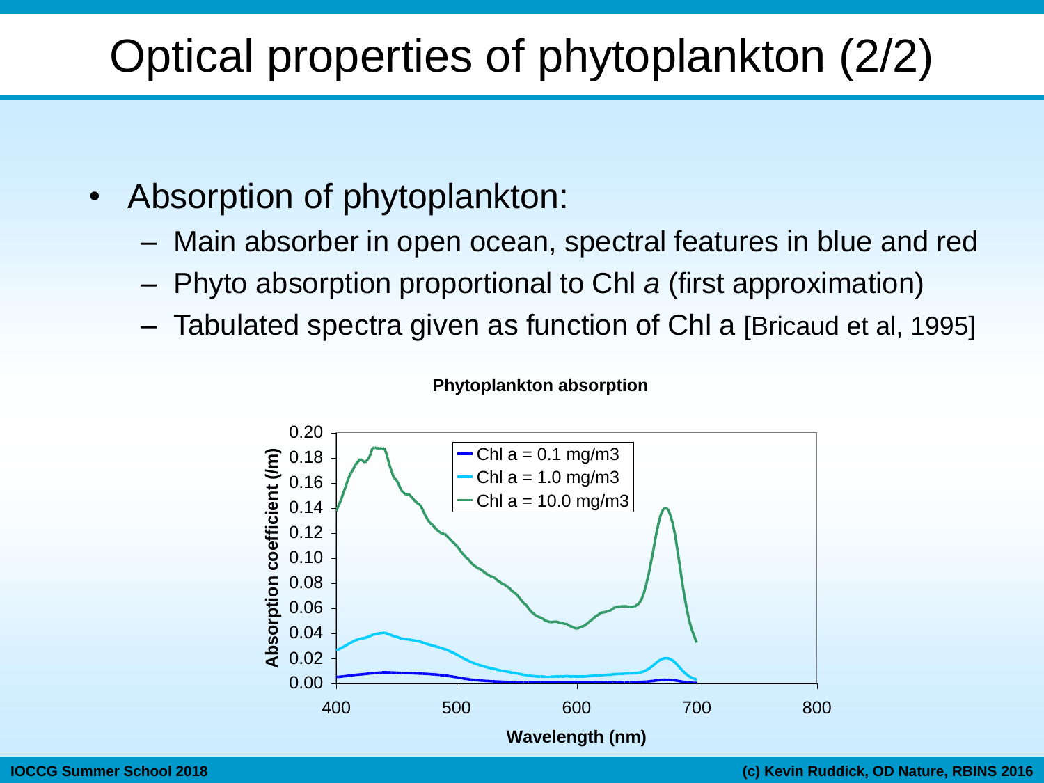# Optical properties of phytoplankton (2/2)

- Absorption of phytoplankton:
  - Main absorber in open ocean, spectral features in blue and red
  - Phyto absorption proportional to Chl *a* (first approximation)
  - Tabulated spectra given as function of Chl a [Bricaud et al, 1995]

**Phytoplankton absorption**

Legend: Chl a = 0.1 mg/m3; Chl a = 1.0 mg/m3; Chl a = 10.0 mg/m3

Y-axis: **Absorption coefficient (/m)** (0.00–0.20)

X-axis: **Wavelength (nm)** (400–800)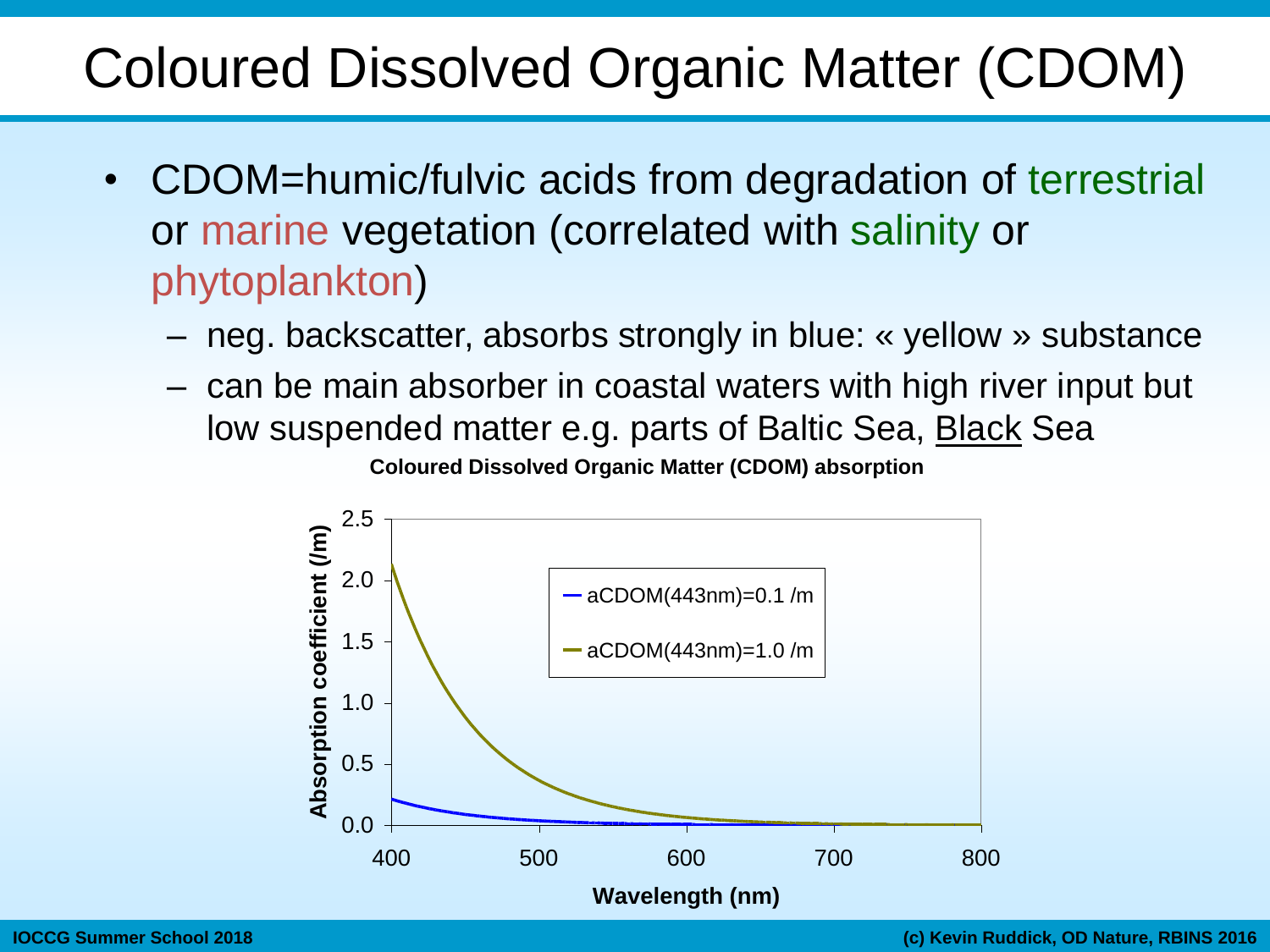# Coloured Dissolved Organic Matter (CDOM)

- CDOM=humic/fulvic acids from degradation of terrestrial or marine vegetation (correlated with salinity or phytoplankton)
  - neg. backscatter, absorbs strongly in blue: « yellow » substance
  - can be main absorber in coastal waters with high river input but low suspended matter e.g. parts of Baltic Sea, Black Sea

**Coloured Dissolved Organic Matter (CDOM) absorption**

Absorption coefficient (/m): 0.0, 0.5, 1.0, 1.5, 2.0, 2.5

Wavelength (nm): 400, 500, 600, 700, 800

aCDOM(443nm)=0.1 /m

aCDOM(443nm)=1.0 /m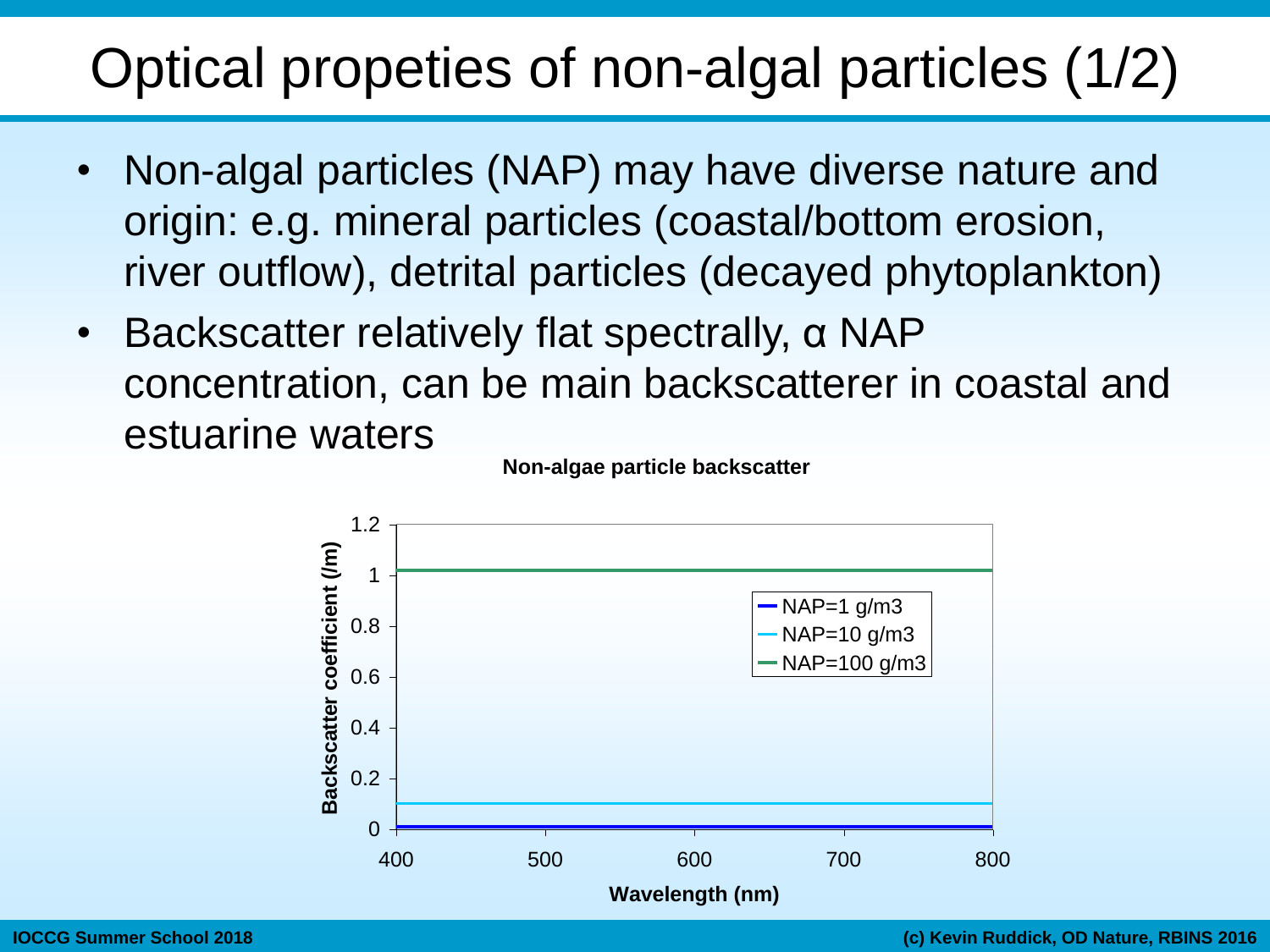# Optical propeties of non-algal particles (1/2)

- Non-algal particles (NAP) may have diverse nature and origin: e.g. mineral particles (coastal/bottom erosion, river outflow), detrital particles (decayed phytoplankton)
- Backscatter relatively flat spectrally, α NAP concentration, can be main backscatterer in coastal and estuarine waters

**Non-algae particle backscatter**

Backscatter coefficient (/m) vs. Wavelength (nm)

- NAP=1 g/m3
- NAP=10 g/m3
- NAP=100 g/m3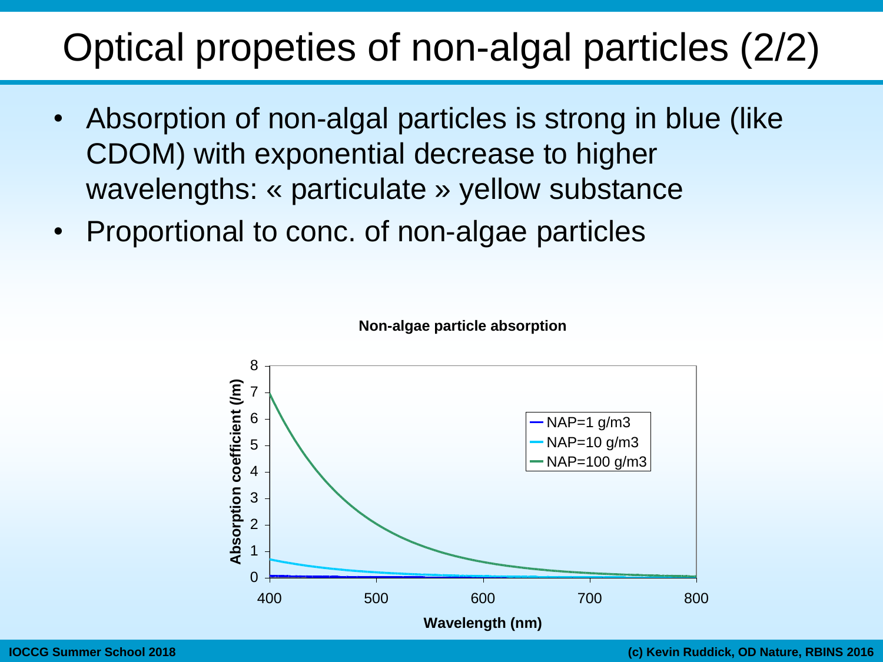# Optical propeties of non-algal particles (2/2)

- Absorption of non-algal particles is strong in blue (like CDOM) with exponential decrease to higher wavelengths: « particulate » yellow substance
- Proportional to conc. of non-algae particles

**Non-algae particle absorption**

Absorption coefficient (/m) vs. Wavelength (nm)

- NAP=1 g/m3
- NAP=10 g/m3
- NAP=100 g/m3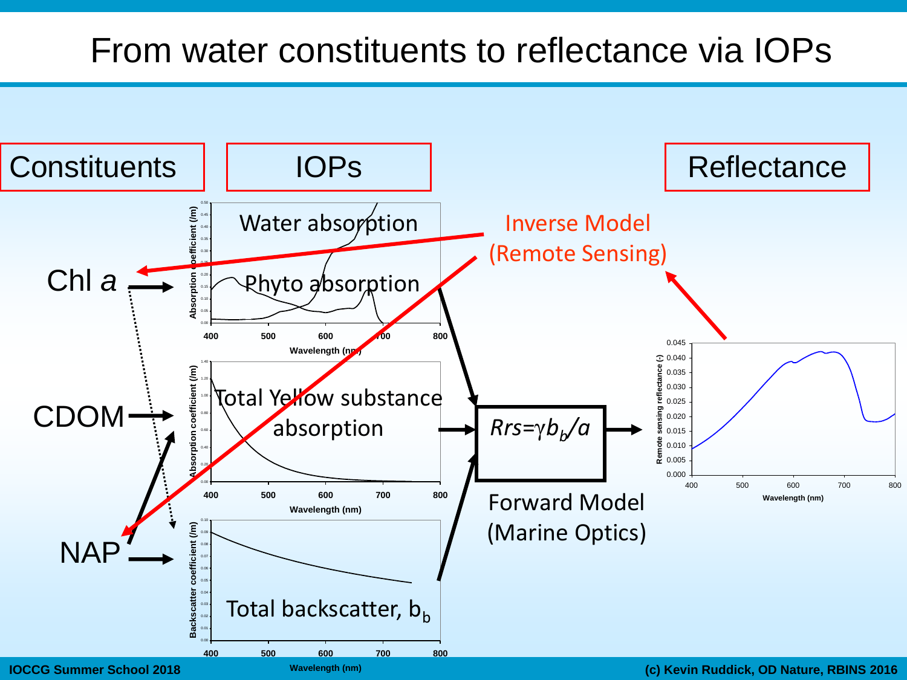# From water constituents to reflectance via IOPs

**Constituents** | **IOPs** | **Reflectance**

- Chl *a*
- CDOM
- NAP

Water absorption

Phyto absorption

Total Yellow substance absorption

Total backscatter, $b_b$

$$Rrs=\gamma b_b/a$$

Forward Model (Marine Optics)

Inverse Model (Remote Sensing)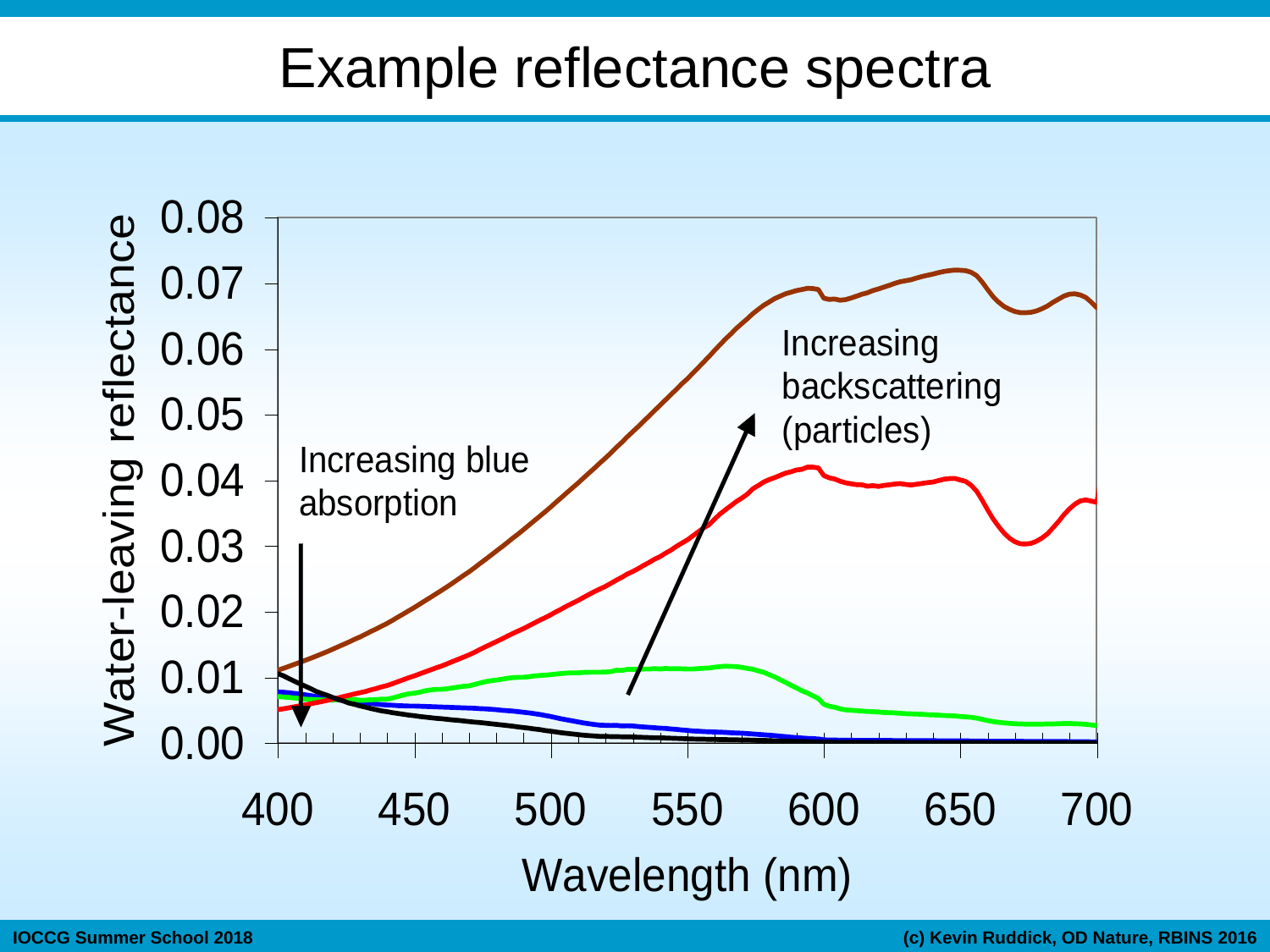# Example reflectance spectra

Water-leaving reflectance

0.08
0.07
0.06
0.05
0.04
0.03
0.02
0.01
0.00

400 450 500 550 600 650 700

Wavelength (nm)

Increasing blue absorption

Increasing backscattering (particles)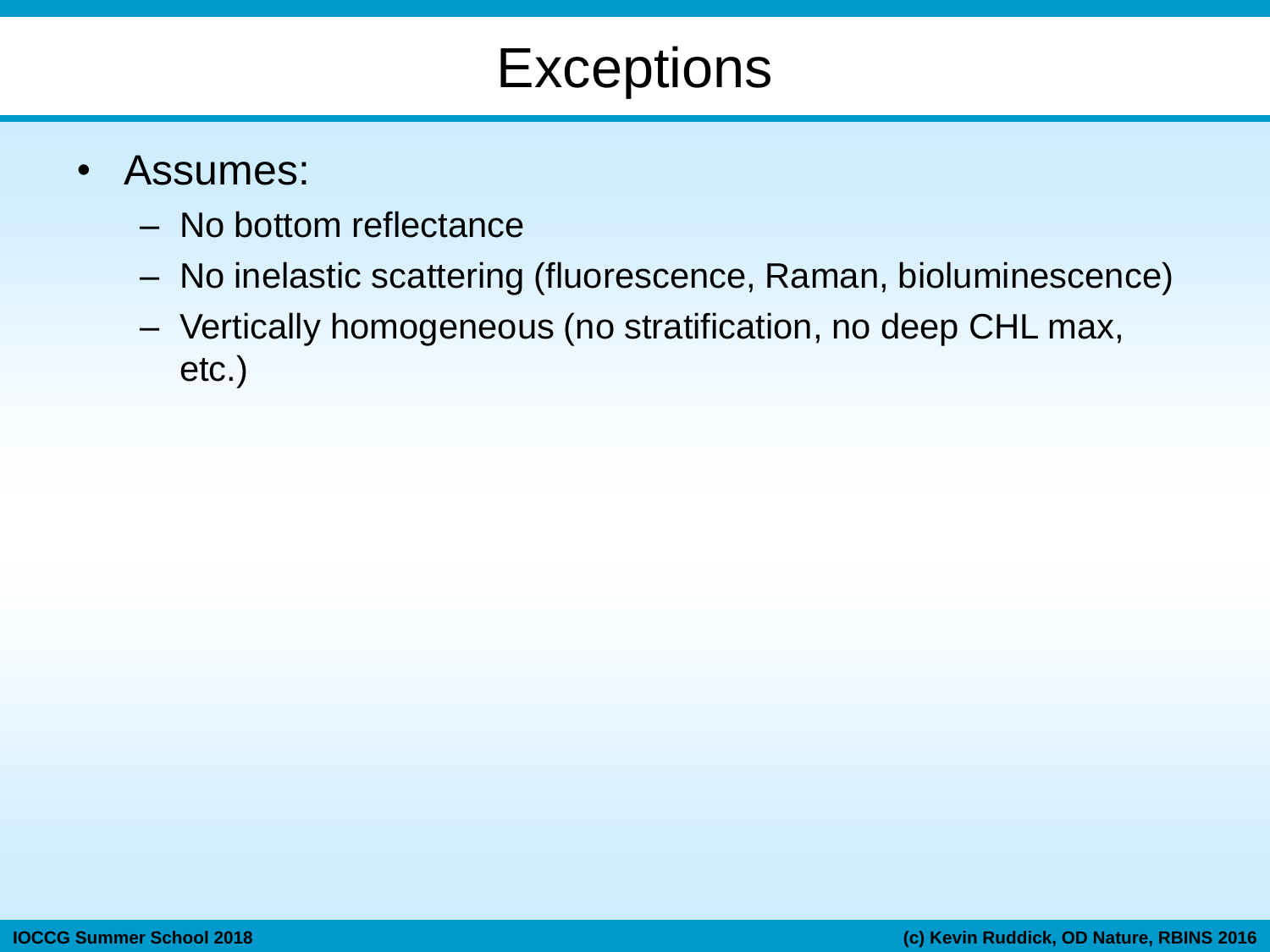# Exceptions

- Assumes:
  - No bottom reflectance
  - No inelastic scattering (fluorescence, Raman, bioluminescence)
  - Vertically homogeneous (no stratification, no deep CHL max, etc.)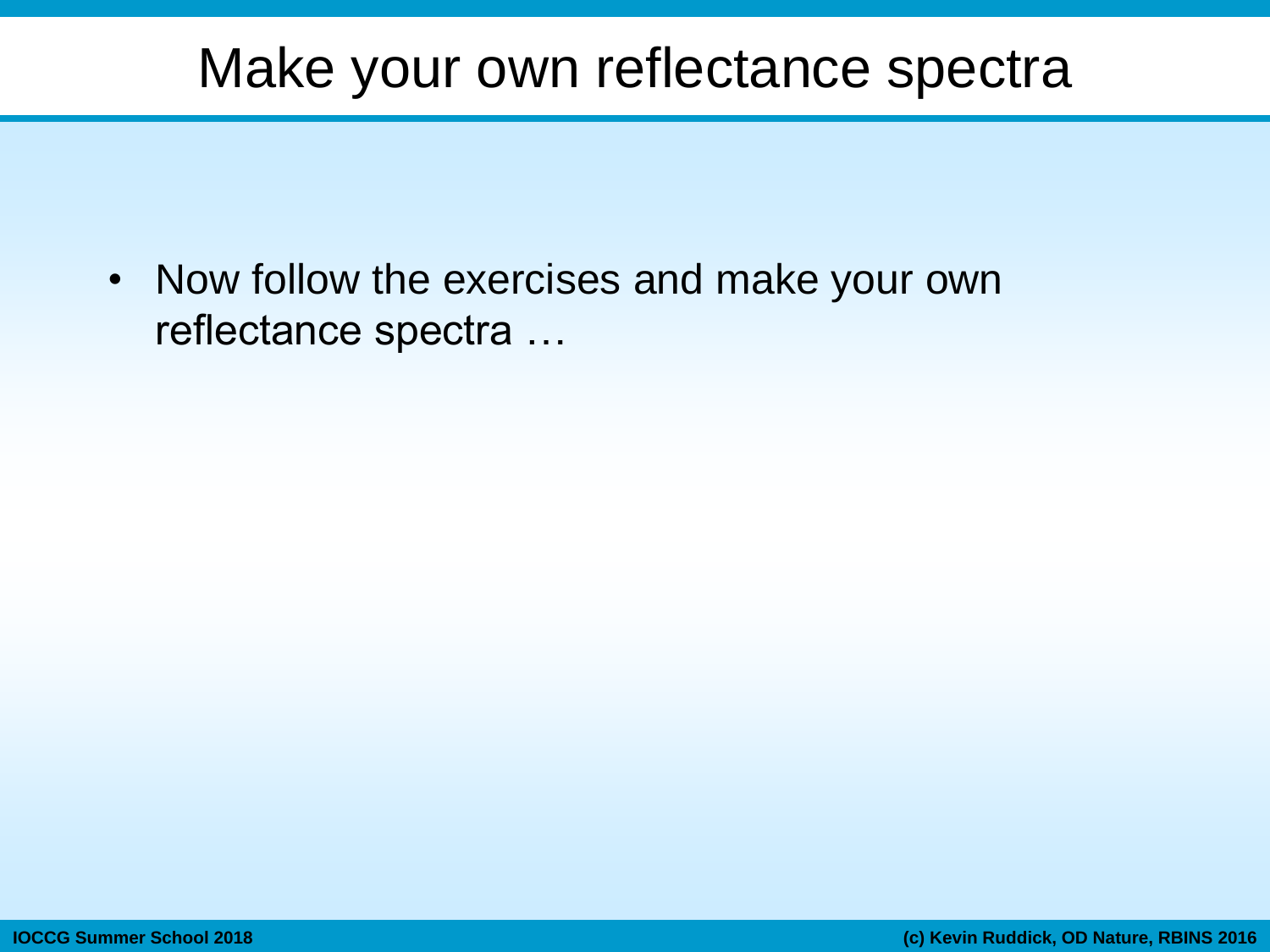# Make your own reflectance spectra

- Now follow the exercises and make your own reflectance spectra …